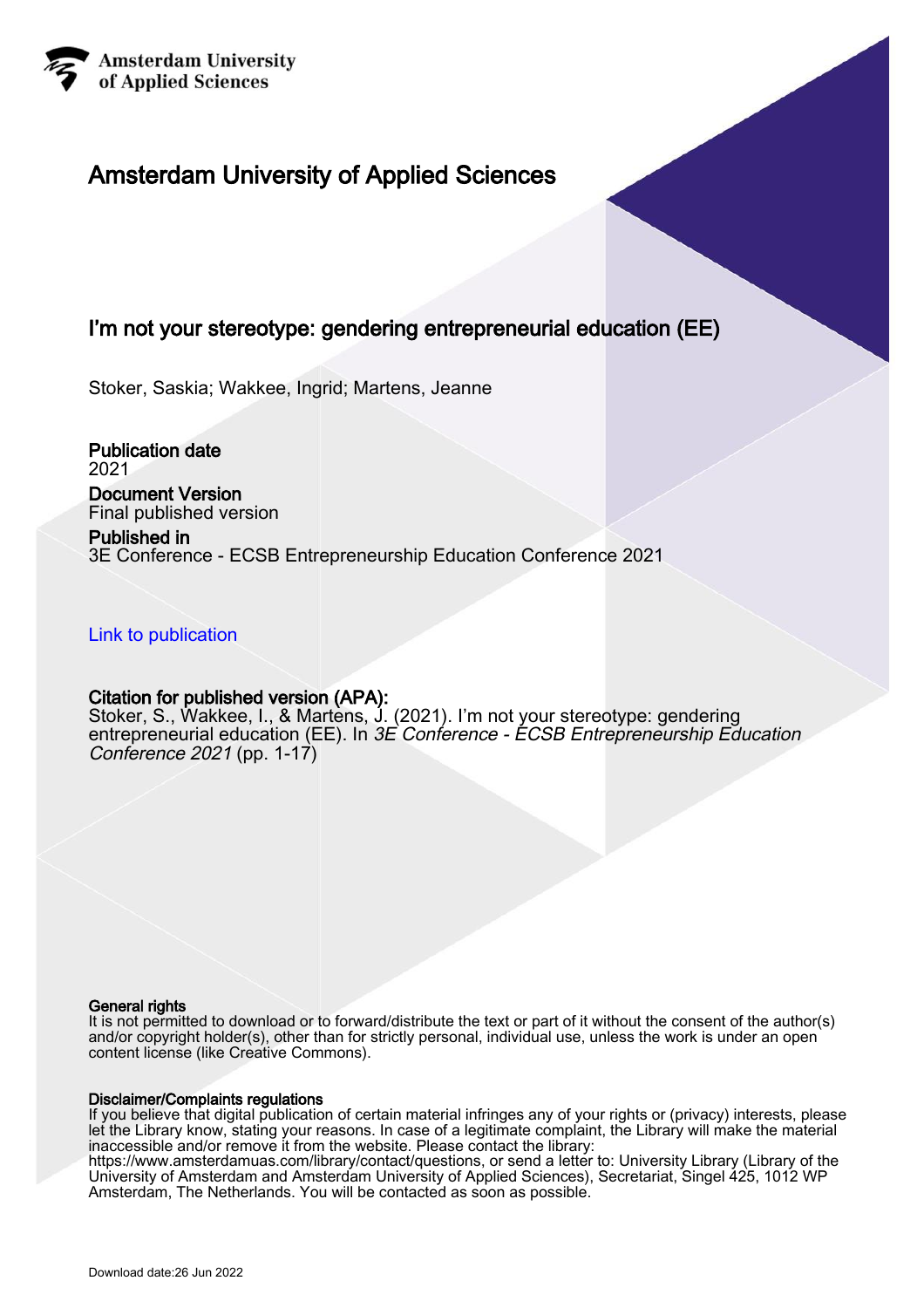Amsterdam University of Applied Sciences

# Amsterdam University of Applied Sciences

## I'm not your stereotype: gendering entrepreneurial education (EE)

Stoker, Saskia; Wakkee, Ingrid; Martens, Jeanne

**Publication date**
2021

**Document Version**
Final published version

**Published in**
3E Conference - ECSB Entrepreneurship Education Conference 2021

Link to publication

**Citation for published version (APA):**
Stoker, S., Wakkee, I., & Martens, J. (2021). I'm not your stereotype: gendering entrepreneurial education (EE). In *3E Conference - ECSB Entrepreneurship Education Conference 2021* (pp. 1-17)

**General rights**
It is not permitted to download or to forward/distribute the text or part of it without the consent of the author(s) and/or copyright holder(s), other than for strictly personal, individual use, unless the work is under an open content license (like Creative Commons).

**Disclaimer/Complaints regulations**
If you believe that digital publication of certain material infringes any of your rights or (privacy) interests, please let the Library know, stating your reasons. In case of a legitimate complaint, the Library will make the material inaccessible and/or remove it from the website. Please contact the library:
https://www.amsterdamuas.com/library/contact/questions, or send a letter to: University Library (Library of the University of Amsterdam and Amsterdam University of Applied Sciences), Secretariat, Singel 425, 1012 WP Amsterdam, The Netherlands. You will be contacted as soon as possible.

Download date:26 Jun 2022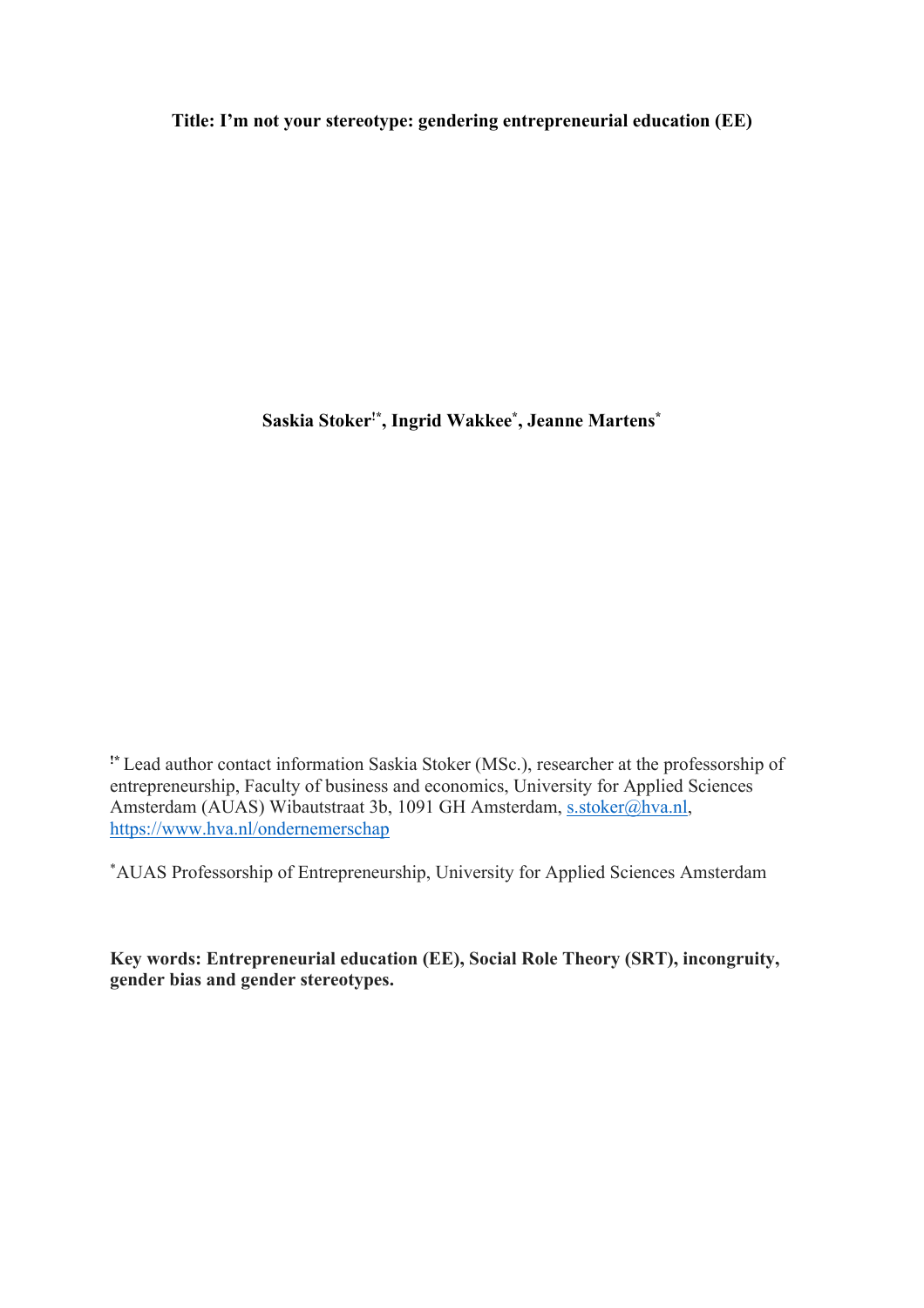**Title: I'm not your stereotype: gendering entrepreneurial education (EE)**

**Saskia Stoker[!*], Ingrid Wakkee[*], Jeanne Martens[*]**

[!*] Lead author contact information Saskia Stoker (MSc.), researcher at the professorship of entrepreneurship, Faculty of business and economics, University for Applied Sciences Amsterdam (AUAS) Wibautstraat 3b, 1091 GH Amsterdam, s.stoker@hva.nl, https://www.hva.nl/ondernemerschap

[*]AUAS Professorship of Entrepreneurship, University for Applied Sciences Amsterdam

**Key words: Entrepreneurial education (EE), Social Role Theory (SRT), incongruity, gender bias and gender stereotypes.**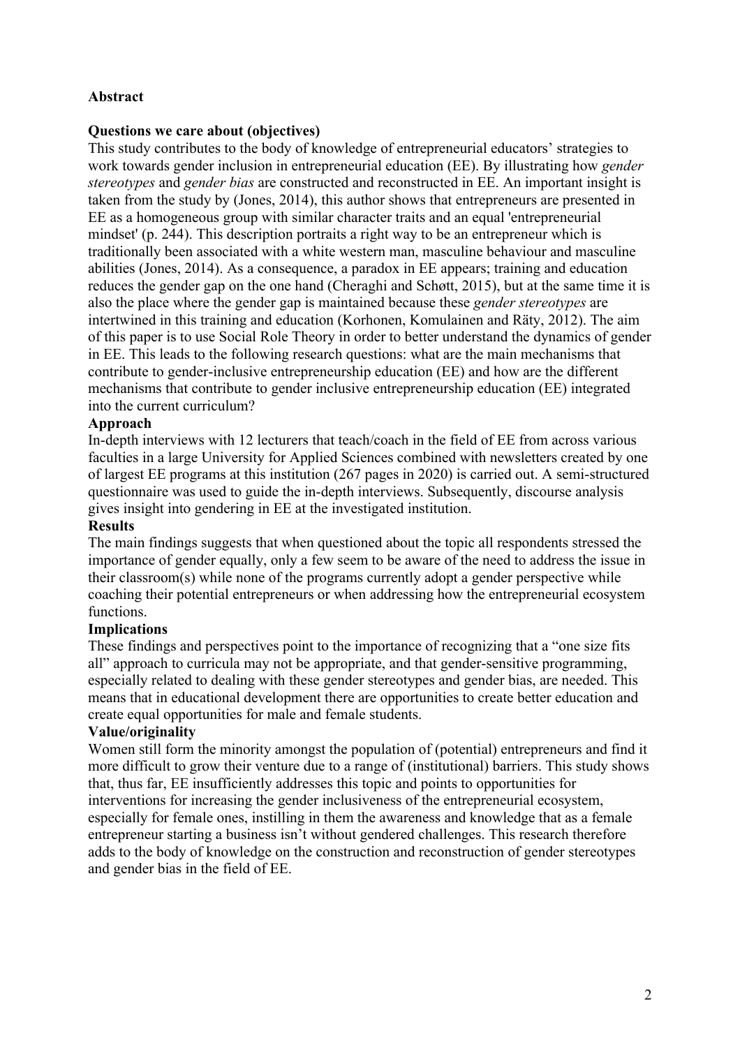## Abstract

### Questions we care about (objectives)

This study contributes to the body of knowledge of entrepreneurial educators' strategies to work towards gender inclusion in entrepreneurial education (EE). By illustrating how *gender stereotypes* and *gender bias* are constructed and reconstructed in EE. An important insight is taken from the study by (Jones, 2014), this author shows that entrepreneurs are presented in EE as a homogeneous group with similar character traits and an equal 'entrepreneurial mindset' (p. 244). This description portraits a right way to be an entrepreneur which is traditionally been associated with a white western man, masculine behaviour and masculine abilities (Jones, 2014). As a consequence, a paradox in EE appears; training and education reduces the gender gap on the one hand (Cheraghi and Schøtt, 2015), but at the same time it is also the place where the gender gap is maintained because these *gender stereotypes* are intertwined in this training and education (Korhonen, Komulainen and Räty, 2012). The aim of this paper is to use Social Role Theory in order to better understand the dynamics of gender in EE. This leads to the following research questions: what are the main mechanisms that contribute to gender-inclusive entrepreneurship education (EE) and how are the different mechanisms that contribute to gender inclusive entrepreneurship education (EE) integrated into the current curriculum?

### Approach

In-depth interviews with 12 lecturers that teach/coach in the field of EE from across various faculties in a large University for Applied Sciences combined with newsletters created by one of largest EE programs at this institution (267 pages in 2020) is carried out. A semi-structured questionnaire was used to guide the in-depth interviews. Subsequently, discourse analysis gives insight into gendering in EE at the investigated institution.

### Results

The main findings suggests that when questioned about the topic all respondents stressed the importance of gender equally, only a few seem to be aware of the need to address the issue in their classroom(s) while none of the programs currently adopt a gender perspective while coaching their potential entrepreneurs or when addressing how the entrepreneurial ecosystem functions.

### Implications

These findings and perspectives point to the importance of recognizing that a "one size fits all" approach to curricula may not be appropriate, and that gender-sensitive programming, especially related to dealing with these gender stereotypes and gender bias, are needed. This means that in educational development there are opportunities to create better education and create equal opportunities for male and female students.

### Value/originality

Women still form the minority amongst the population of (potential) entrepreneurs and find it more difficult to grow their venture due to a range of (institutional) barriers. This study shows that, thus far, EE insufficiently addresses this topic and points to opportunities for interventions for increasing the gender inclusiveness of the entrepreneurial ecosystem, especially for female ones, instilling in them the awareness and knowledge that as a female entrepreneur starting a business isn't without gendered challenges. This research therefore adds to the body of knowledge on the construction and reconstruction of gender stereotypes and gender bias in the field of EE.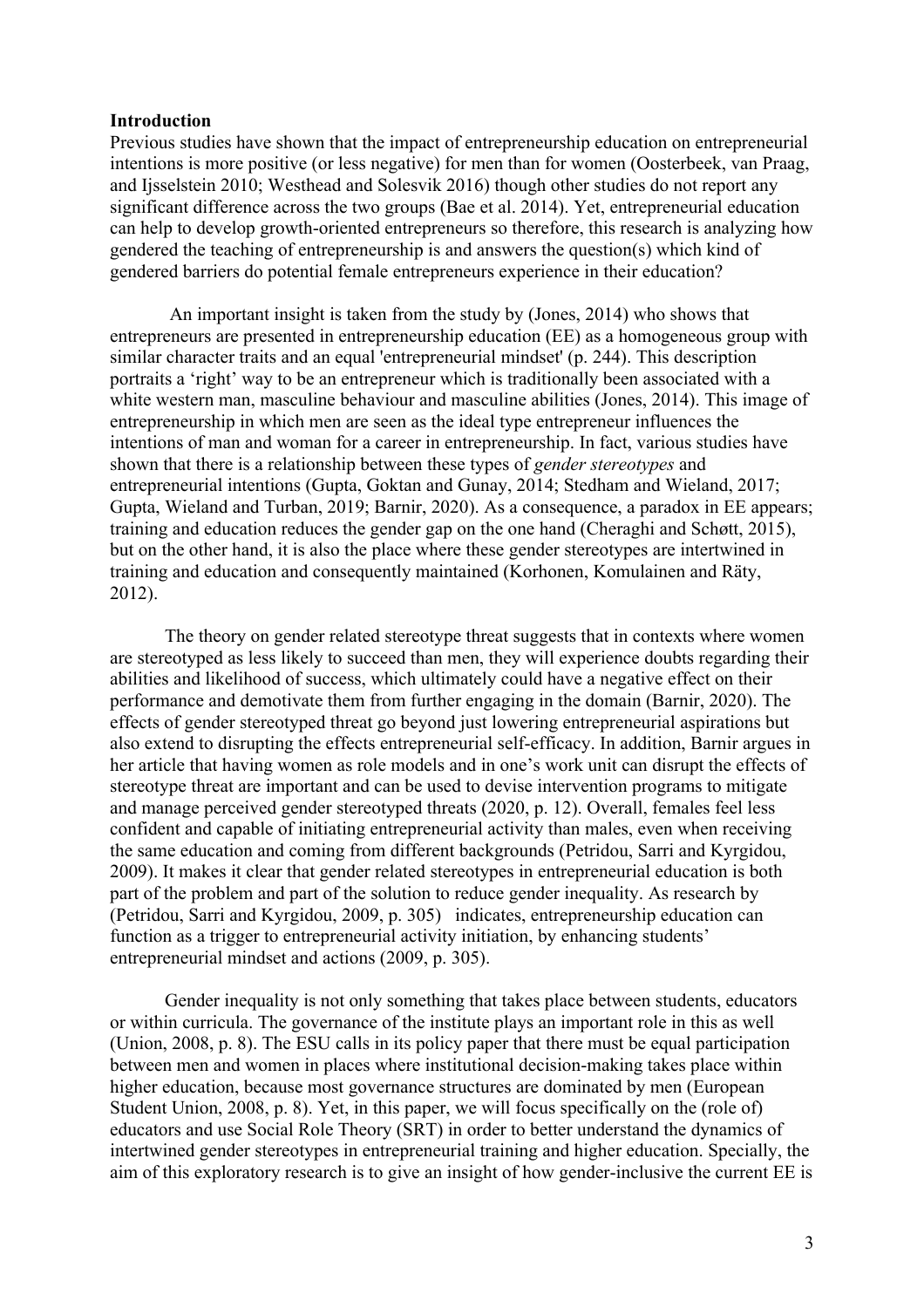**Introduction**

Previous studies have shown that the impact of entrepreneurship education on entrepreneurial intentions is more positive (or less negative) for men than for women (Oosterbeek, van Praag, and Ijsselstein 2010; Westhead and Solesvik 2016) though other studies do not report any significant difference across the two groups (Bae et al. 2014). Yet, entrepreneurial education can help to develop growth-oriented entrepreneurs so therefore, this research is analyzing how gendered the teaching of entrepreneurship is and answers the question(s) which kind of gendered barriers do potential female entrepreneurs experience in their education?

An important insight is taken from the study by (Jones, 2014) who shows that entrepreneurs are presented in entrepreneurship education (EE) as a homogeneous group with similar character traits and an equal 'entrepreneurial mindset' (p. 244). This description portraits a 'right' way to be an entrepreneur which is traditionally been associated with a white western man, masculine behaviour and masculine abilities (Jones, 2014). This image of entrepreneurship in which men are seen as the ideal type entrepreneur influences the intentions of man and woman for a career in entrepreneurship. In fact, various studies have shown that there is a relationship between these types of *gender stereotypes* and entrepreneurial intentions (Gupta, Goktan and Gunay, 2014; Stedham and Wieland, 2017; Gupta, Wieland and Turban, 2019; Barnir, 2020). As a consequence, a paradox in EE appears; training and education reduces the gender gap on the one hand (Cheraghi and Schøtt, 2015), but on the other hand, it is also the place where these gender stereotypes are intertwined in training and education and consequently maintained (Korhonen, Komulainen and Räty, 2012).

The theory on gender related stereotype threat suggests that in contexts where women are stereotyped as less likely to succeed than men, they will experience doubts regarding their abilities and likelihood of success, which ultimately could have a negative effect on their performance and demotivate them from further engaging in the domain (Barnir, 2020). The effects of gender stereotyped threat go beyond just lowering entrepreneurial aspirations but also extend to disrupting the effects entrepreneurial self-efficacy. In addition, Barnir argues in her article that having women as role models and in one's work unit can disrupt the effects of stereotype threat are important and can be used to devise intervention programs to mitigate and manage perceived gender stereotyped threats (2020, p. 12). Overall, females feel less confident and capable of initiating entrepreneurial activity than males, even when receiving the same education and coming from different backgrounds (Petridou, Sarri and Kyrgidou, 2009). It makes it clear that gender related stereotypes in entrepreneurial education is both part of the problem and part of the solution to reduce gender inequality. As research by (Petridou, Sarri and Kyrgidou, 2009, p. 305) indicates, entrepreneurship education can function as a trigger to entrepreneurial activity initiation, by enhancing students' entrepreneurial mindset and actions (2009, p. 305).

Gender inequality is not only something that takes place between students, educators or within curricula. The governance of the institute plays an important role in this as well (Union, 2008, p. 8). The ESU calls in its policy paper that there must be equal participation between men and women in places where institutional decision-making takes place within higher education, because most governance structures are dominated by men (European Student Union, 2008, p. 8). Yet, in this paper, we will focus specifically on the (role of) educators and use Social Role Theory (SRT) in order to better understand the dynamics of intertwined gender stereotypes in entrepreneurial training and higher education. Specially, the aim of this exploratory research is to give an insight of how gender-inclusive the current EE is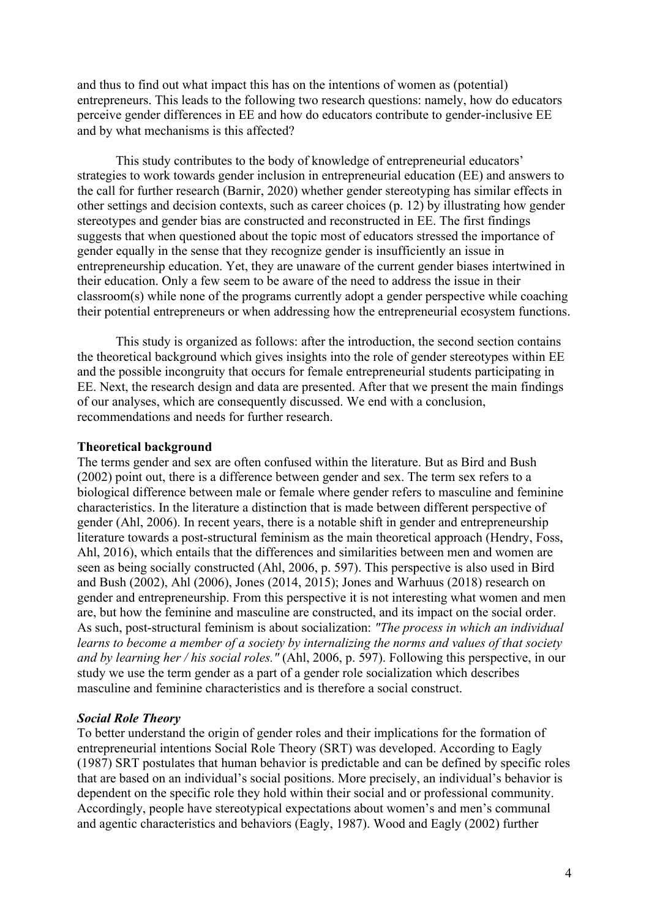and thus to find out what impact this has on the intentions of women as (potential) entrepreneurs. This leads to the following two research questions: namely, how do educators perceive gender differences in EE and how do educators contribute to gender-inclusive EE and by what mechanisms is this affected?

This study contributes to the body of knowledge of entrepreneurial educators' strategies to work towards gender inclusion in entrepreneurial education (EE) and answers to the call for further research (Barnir, 2020) whether gender stereotyping has similar effects in other settings and decision contexts, such as career choices (p. 12) by illustrating how gender stereotypes and gender bias are constructed and reconstructed in EE. The first findings suggests that when questioned about the topic most of educators stressed the importance of gender equally in the sense that they recognize gender is insufficiently an issue in entrepreneurship education. Yet, they are unaware of the current gender biases intertwined in their education. Only a few seem to be aware of the need to address the issue in their classroom(s) while none of the programs currently adopt a gender perspective while coaching their potential entrepreneurs or when addressing how the entrepreneurial ecosystem functions.

This study is organized as follows: after the introduction, the second section contains the theoretical background which gives insights into the role of gender stereotypes within EE and the possible incongruity that occurs for female entrepreneurial students participating in EE. Next, the research design and data are presented. After that we present the main findings of our analyses, which are consequently discussed. We end with a conclusion, recommendations and needs for further research.

## Theoretical background

The terms gender and sex are often confused within the literature. But as Bird and Bush (2002) point out, there is a difference between gender and sex. The term sex refers to a biological difference between male or female where gender refers to masculine and feminine characteristics. In the literature a distinction that is made between different perspective of gender (Ahl, 2006). In recent years, there is a notable shift in gender and entrepreneurship literature towards a post-structural feminism as the main theoretical approach (Hendry, Foss, Ahl, 2016), which entails that the differences and similarities between men and women are seen as being socially constructed (Ahl, 2006, p. 597). This perspective is also used in Bird and Bush (2002), Ahl (2006), Jones (2014, 2015); Jones and Warhuus (2018) research on gender and entrepreneurship. From this perspective it is not interesting what women and men are, but how the feminine and masculine are constructed, and its impact on the social order. As such, post-structural feminism is about socialization: *"The process in which an individual learns to become a member of a society by internalizing the norms and values of that society and by learning her / his social roles."* (Ahl, 2006, p. 597). Following this perspective, in our study we use the term gender as a part of a gender role socialization which describes masculine and feminine characteristics and is therefore a social construct.

### *Social Role Theory*

To better understand the origin of gender roles and their implications for the formation of entrepreneurial intentions Social Role Theory (SRT) was developed. According to Eagly (1987) SRT postulates that human behavior is predictable and can be defined by specific roles that are based on an individual's social positions. More precisely, an individual's behavior is dependent on the specific role they hold within their social and or professional community. Accordingly, people have stereotypical expectations about women's and men's communal and agentic characteristics and behaviors (Eagly, 1987). Wood and Eagly (2002) further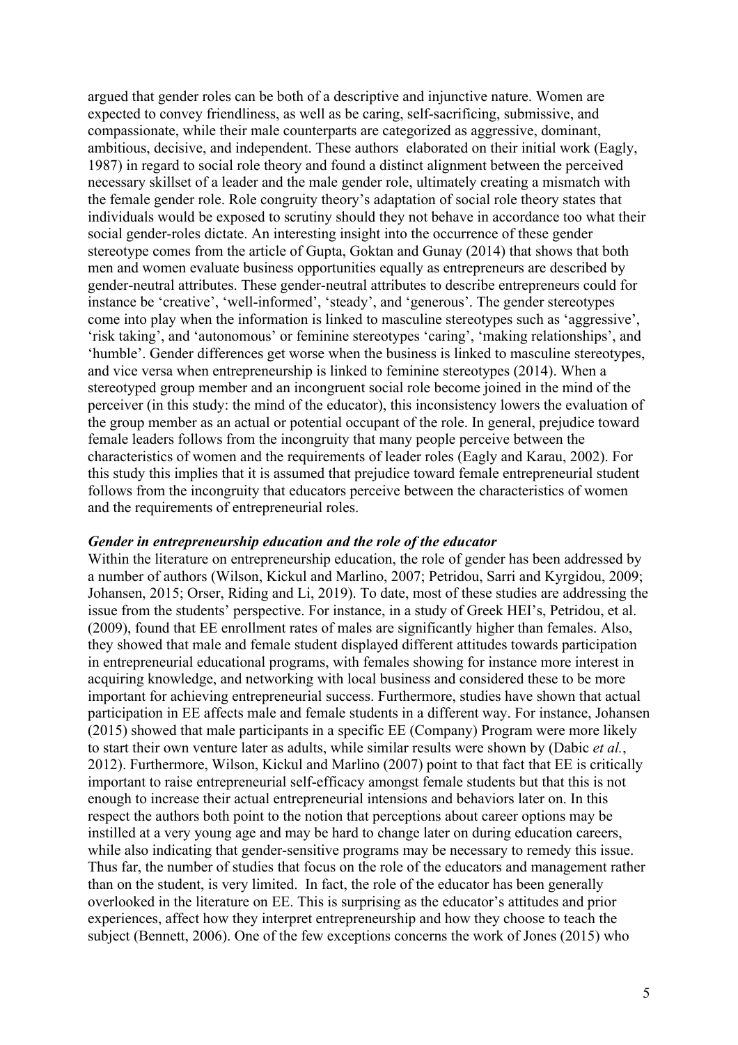argued that gender roles can be both of a descriptive and injunctive nature. Women are expected to convey friendliness, as well as be caring, self-sacrificing, submissive, and compassionate, while their male counterparts are categorized as aggressive, dominant, ambitious, decisive, and independent. These authors elaborated on their initial work (Eagly, 1987) in regard to social role theory and found a distinct alignment between the perceived necessary skillset of a leader and the male gender role, ultimately creating a mismatch with the female gender role. Role congruity theory's adaptation of social role theory states that individuals would be exposed to scrutiny should they not behave in accordance too what their social gender-roles dictate. An interesting insight into the occurrence of these gender stereotype comes from the article of Gupta, Goktan and Gunay (2014) that shows that both men and women evaluate business opportunities equally as entrepreneurs are described by gender-neutral attributes. These gender-neutral attributes to describe entrepreneurs could for instance be 'creative', 'well-informed', 'steady', and 'generous'. The gender stereotypes come into play when the information is linked to masculine stereotypes such as 'aggressive', 'risk taking', and 'autonomous' or feminine stereotypes 'caring', 'making relationships', and 'humble'. Gender differences get worse when the business is linked to masculine stereotypes, and vice versa when entrepreneurship is linked to feminine stereotypes (2014). When a stereotyped group member and an incongruent social role become joined in the mind of the perceiver (in this study: the mind of the educator), this inconsistency lowers the evaluation of the group member as an actual or potential occupant of the role. In general, prejudice toward female leaders follows from the incongruity that many people perceive between the characteristics of women and the requirements of leader roles (Eagly and Karau, 2002). For this study this implies that it is assumed that prejudice toward female entrepreneurial student follows from the incongruity that educators perceive between the characteristics of women and the requirements of entrepreneurial roles.

***Gender in entrepreneurship education and the role of the educator***

Within the literature on entrepreneurship education, the role of gender has been addressed by a number of authors (Wilson, Kickul and Marlino, 2007; Petridou, Sarri and Kyrgidou, 2009; Johansen, 2015; Orser, Riding and Li, 2019). To date, most of these studies are addressing the issue from the students' perspective. For instance, in a study of Greek HEI's, Petridou, et al. (2009), found that EE enrollment rates of males are significantly higher than females. Also, they showed that male and female student displayed different attitudes towards participation in entrepreneurial educational programs, with females showing for instance more interest in acquiring knowledge, and networking with local business and considered these to be more important for achieving entrepreneurial success. Furthermore, studies have shown that actual participation in EE affects male and female students in a different way. For instance, Johansen (2015) showed that male participants in a specific EE (Company) Program were more likely to start their own venture later as adults, while similar results were shown by (Dabic *et al.*, 2012). Furthermore, Wilson, Kickul and Marlino (2007) point to that fact that EE is critically important to raise entrepreneurial self-efficacy amongst female students but that this is not enough to increase their actual entrepreneurial intensions and behaviors later on. In this respect the authors both point to the notion that perceptions about career options may be instilled at a very young age and may be hard to change later on during education careers, while also indicating that gender-sensitive programs may be necessary to remedy this issue. Thus far, the number of studies that focus on the role of the educators and management rather than on the student, is very limited. In fact, the role of the educator has been generally overlooked in the literature on EE. This is surprising as the educator's attitudes and prior experiences, affect how they interpret entrepreneurship and how they choose to teach the subject (Bennett, 2006). One of the few exceptions concerns the work of Jones (2015) who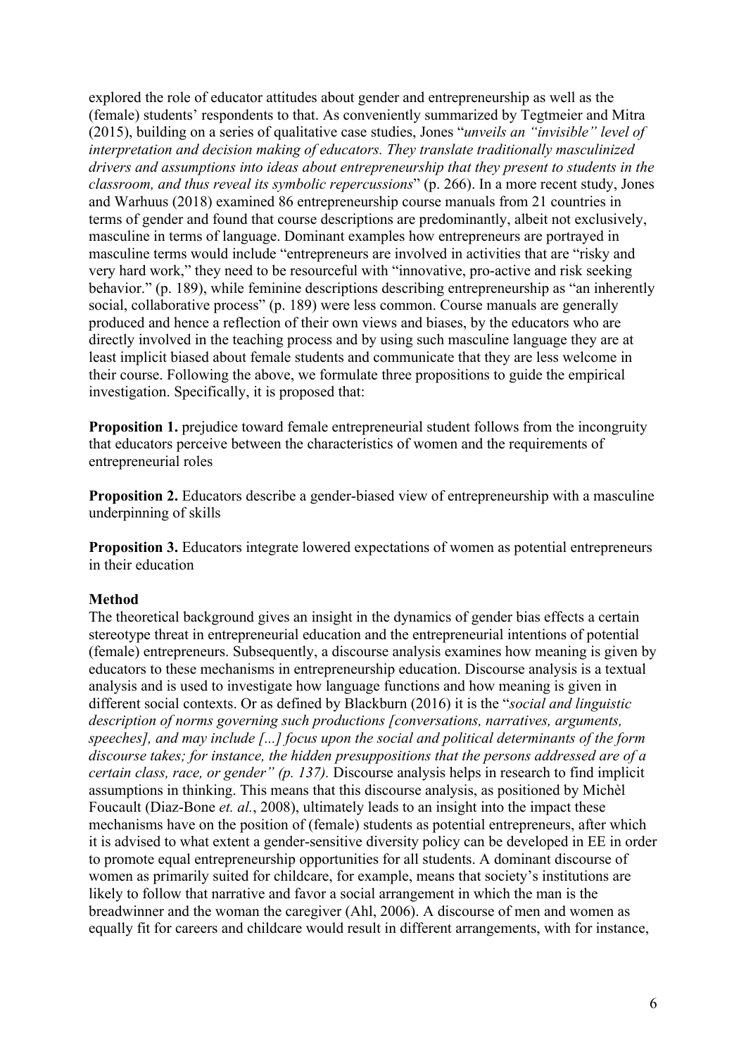explored the role of educator attitudes about gender and entrepreneurship as well as the (female) students' respondents to that. As conveniently summarized by Tegtmeier and Mitra (2015), building on a series of qualitative case studies, Jones "*unveils an "invisible" level of interpretation and decision making of educators. They translate traditionally masculinized drivers and assumptions into ideas about entrepreneurship that they present to students in the classroom, and thus reveal its symbolic repercussions*" (p. 266). In a more recent study, Jones and Warhuus (2018) examined 86 entrepreneurship course manuals from 21 countries in terms of gender and found that course descriptions are predominantly, albeit not exclusively, masculine in terms of language. Dominant examples how entrepreneurs are portrayed in masculine terms would include "entrepreneurs are involved in activities that are "risky and very hard work," they need to be resourceful with "innovative, pro-active and risk seeking behavior." (p. 189), while feminine descriptions describing entrepreneurship as "an inherently social, collaborative process" (p. 189) were less common. Course manuals are generally produced and hence a reflection of their own views and biases, by the educators who are directly involved in the teaching process and by using such masculine language they are at least implicit biased about female students and communicate that they are less welcome in their course. Following the above, we formulate three propositions to guide the empirical investigation. Specifically, it is proposed that:

**Proposition 1.** prejudice toward female entrepreneurial student follows from the incongruity that educators perceive between the characteristics of women and the requirements of entrepreneurial roles

**Proposition 2.** Educators describe a gender-biased view of entrepreneurship with a masculine underpinning of skills

**Proposition 3.** Educators integrate lowered expectations of women as potential entrepreneurs in their education

**Method**

The theoretical background gives an insight in the dynamics of gender bias effects a certain stereotype threat in entrepreneurial education and the entrepreneurial intentions of potential (female) entrepreneurs. Subsequently, a discourse analysis examines how meaning is given by educators to these mechanisms in entrepreneurship education. Discourse analysis is a textual analysis and is used to investigate how language functions and how meaning is given in different social contexts. Or as defined by Blackburn (2016) it is the "*social and linguistic description of norms governing such productions [conversations, narratives, arguments, speeches], and may include [...] focus upon the social and political determinants of the form discourse takes; for instance, the hidden presuppositions that the persons addressed are of a certain class, race, or gender" (p. 137).* Discourse analysis helps in research to find implicit assumptions in thinking. This means that this discourse analysis, as positioned by Michèl Foucault (Diaz-Bone *et. al.*, 2008), ultimately leads to an insight into the impact these mechanisms have on the position of (female) students as potential entrepreneurs, after which it is advised to what extent a gender-sensitive diversity policy can be developed in EE in order to promote equal entrepreneurship opportunities for all students. A dominant discourse of women as primarily suited for childcare, for example, means that society's institutions are likely to follow that narrative and favor a social arrangement in which the man is the breadwinner and the woman the caregiver (Ahl, 2006). A discourse of men and women as equally fit for careers and childcare would result in different arrangements, with for instance,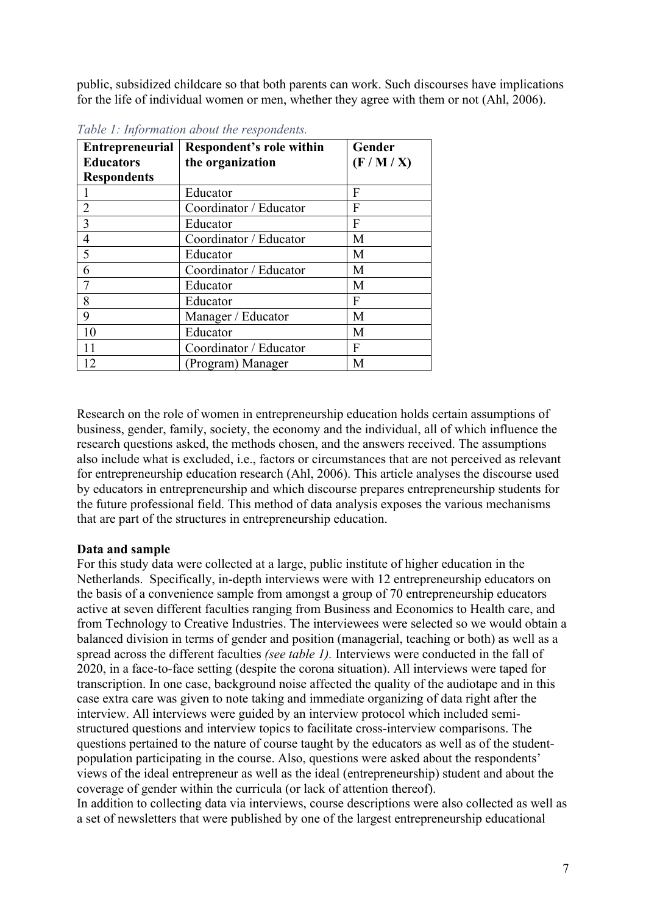public, subsidized childcare so that both parents can work. Such discourses have implications for the life of individual women or men, whether they agree with them or not (Ahl, 2006).

*Table 1: Information about the respondents.*

| Entrepreneurial Educators Respondents | Respondent's role within the organization | Gender (F / M / X) |
|---|---|---|
| 1 | Educator | F |
| 2 | Coordinator / Educator | F |
| 3 | Educator | F |
| 4 | Coordinator / Educator | M |
| 5 | Educator | M |
| 6 | Coordinator / Educator | M |
| 7 | Educator | M |
| 8 | Educator | F |
| 9 | Manager / Educator | M |
| 10 | Educator | M |
| 11 | Coordinator / Educator | F |
| 12 | (Program) Manager | M |

Research on the role of women in entrepreneurship education holds certain assumptions of business, gender, family, society, the economy and the individual, all of which influence the research questions asked, the methods chosen, and the answers received. The assumptions also include what is excluded, i.e., factors or circumstances that are not perceived as relevant for entrepreneurship education research (Ahl, 2006). This article analyses the discourse used by educators in entrepreneurship and which discourse prepares entrepreneurship students for the future professional field. This method of data analysis exposes the various mechanisms that are part of the structures in entrepreneurship education.

**Data and sample**

For this study data were collected at a large, public institute of higher education in the Netherlands. Specifically, in-depth interviews were with 12 entrepreneurship educators on the basis of a convenience sample from amongst a group of 70 entrepreneurship educators active at seven different faculties ranging from Business and Economics to Health care, and from Technology to Creative Industries. The interviewees were selected so we would obtain a balanced division in terms of gender and position (managerial, teaching or both) as well as a spread across the different faculties *(see table 1).* Interviews were conducted in the fall of 2020, in a face-to-face setting (despite the corona situation). All interviews were taped for transcription. In one case, background noise affected the quality of the audiotape and in this case extra care was given to note taking and immediate organizing of data right after the interview. All interviews were guided by an interview protocol which included semi-structured questions and interview topics to facilitate cross-interview comparisons. The questions pertained to the nature of course taught by the educators as well as of the student-population participating in the course. Also, questions were asked about the respondents' views of the ideal entrepreneur as well as the ideal (entrepreneurship) student and about the coverage of gender within the curricula (or lack of attention thereof).

In addition to collecting data via interviews, course descriptions were also collected as well as a set of newsletters that were published by one of the largest entrepreneurship educational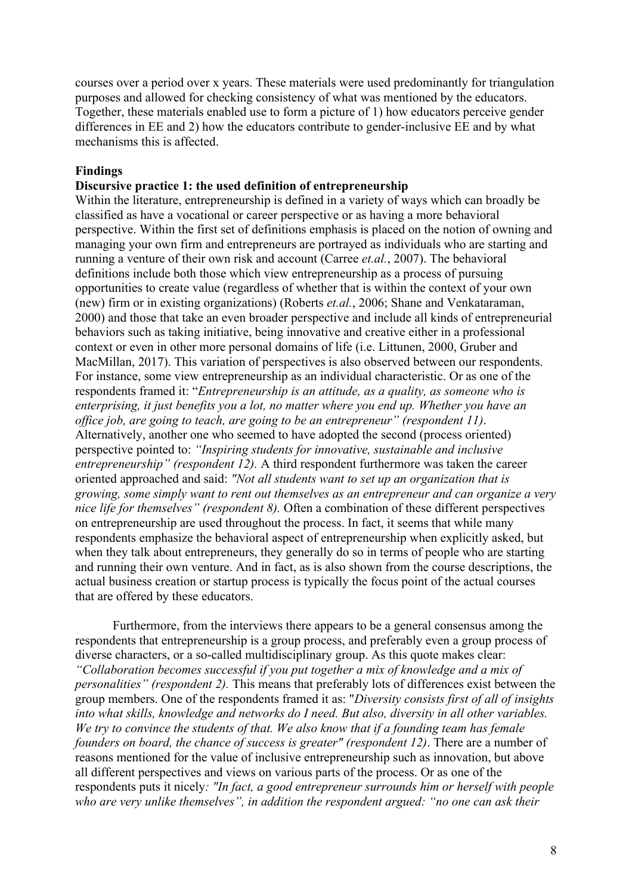courses over a period over x years. These materials were used predominantly for triangulation purposes and allowed for checking consistency of what was mentioned by the educators. Together, these materials enabled use to form a picture of 1) how educators perceive gender differences in EE and 2) how the educators contribute to gender-inclusive EE and by what mechanisms this is affected.

## Findings

### Discursive practice 1: the used definition of entrepreneurship

Within the literature, entrepreneurship is defined in a variety of ways which can broadly be classified as have a vocational or career perspective or as having a more behavioral perspective. Within the first set of definitions emphasis is placed on the notion of owning and managing your own firm and entrepreneurs are portrayed as individuals who are starting and running a venture of their own risk and account (Carree *et.al.*, 2007). The behavioral definitions include both those which view entrepreneurship as a process of pursuing opportunities to create value (regardless of whether that is within the context of your own (new) firm or in existing organizations) (Roberts *et.al.*, 2006; Shane and Venkataraman, 2000) and those that take an even broader perspective and include all kinds of entrepreneurial behaviors such as taking initiative, being innovative and creative either in a professional context or even in other more personal domains of life (i.e. Littunen, 2000, Gruber and MacMillan, 2017). This variation of perspectives is also observed between our respondents. For instance, some view entrepreneurship as an individual characteristic. Or as one of the respondents framed it: "*Entrepreneurship is an attitude, as a quality, as someone who is enterprising, it just benefits you a lot, no matter where you end up. Whether you have an office job, are going to teach, are going to be an entrepreneur" (respondent 11)*. Alternatively, another one who seemed to have adopted the second (process oriented) perspective pointed to: *"Inspiring students for innovative, sustainable and inclusive entrepreneurship" (respondent 12).* A third respondent furthermore was taken the career oriented approached and said: *"Not all students want to set up an organization that is growing, some simply want to rent out themselves as an entrepreneur and can organize a very nice life for themselves" (respondent 8).* Often a combination of these different perspectives on entrepreneurship are used throughout the process. In fact, it seems that while many respondents emphasize the behavioral aspect of entrepreneurship when explicitly asked, but when they talk about entrepreneurs, they generally do so in terms of people who are starting and running their own venture. And in fact, as is also shown from the course descriptions, the actual business creation or startup process is typically the focus point of the actual courses that are offered by these educators.

Furthermore, from the interviews there appears to be a general consensus among the respondents that entrepreneurship is a group process, and preferably even a group process of diverse characters, or a so-called multidisciplinary group. As this quote makes clear: *"Collaboration becomes successful if you put together a mix of knowledge and a mix of personalities" (respondent 2).* This means that preferably lots of differences exist between the group members. One of the respondents framed it as: "*Diversity consists first of all of insights into what skills, knowledge and networks do I need. But also, diversity in all other variables. We try to convince the students of that. We also know that if a founding team has female founders on board, the chance of success is greater" (respondent 12)*. There are a number of reasons mentioned for the value of inclusive entrepreneurship such as innovation, but above all different perspectives and views on various parts of the process. Or as one of the respondents puts it nicely*: "In fact, a good entrepreneur surrounds him or herself with people who are very unlike themselves", in addition the respondent argued: "no one can ask their*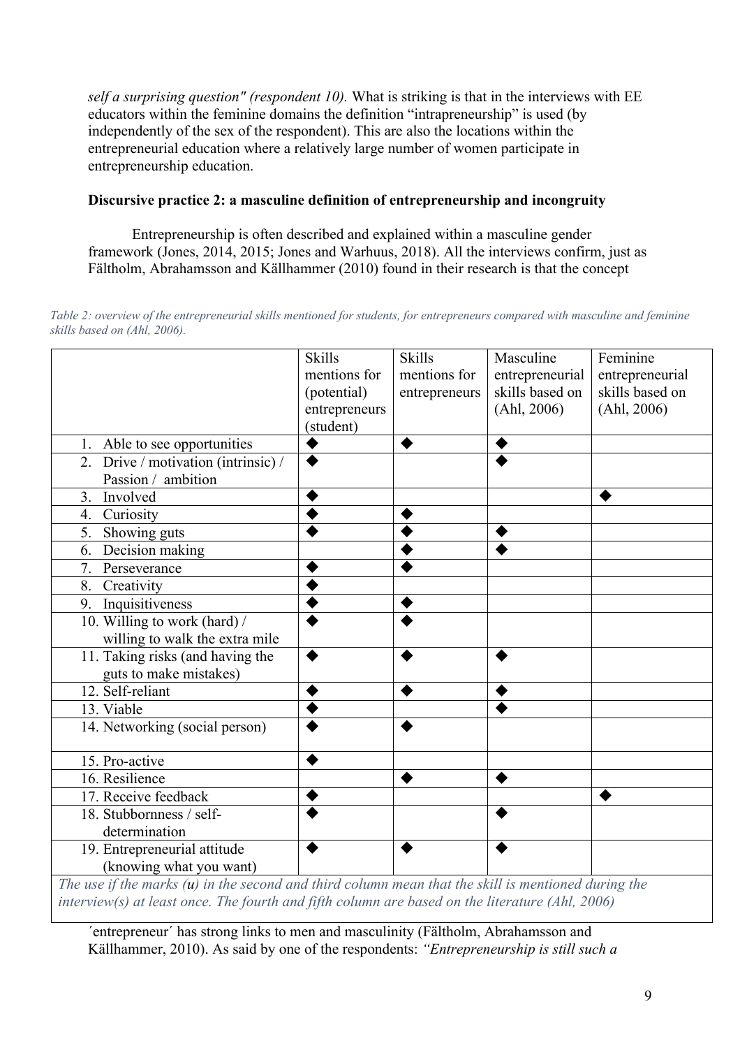*self a surprising question" (respondent 10).* What is striking is that in the interviews with EE educators within the feminine domains the definition "intrapreneurship" is used (by independently of the sex of the respondent). This are also the locations within the entrepreneurial education where a relatively large number of women participate in entrepreneurship education.

**Discursive practice 2: a masculine definition of entrepreneurship and incongruity**

Entrepreneurship is often described and explained within a masculine gender framework (Jones, 2014, 2015; Jones and Warhuus, 2018). All the interviews confirm, just as Fältholm, Abrahamsson and Källhammer (2010) found in their research is that the concept

*Table 2: overview of the entrepreneurial skills mentioned for students, for entrepreneurs compared with masculine and feminine skills based on (Ahl, 2006).*

| | Skills mentions for (potential) entrepreneurs (student) | Skills mentions for entrepreneurs | Masculine entrepreneurial skills based on (Ahl, 2006) | Feminine entrepreneurial skills based on (Ahl, 2006) |
|---|---|---|---|---|
| 1. Able to see opportunities | ◆ | ◆ | ◆ | |
| 2. Drive / motivation (intrinsic) / Passion / ambition | ◆ | | ◆ | |
| 3. Involved | ◆ | | | ◆ |
| 4. Curiosity | ◆ | ◆ | | |
| 5. Showing guts | ◆ | ◆ | ◆ | |
| 6. Decision making | | ◆ | ◆ | |
| 7. Perseverance | ◆ | ◆ | | |
| 8. Creativity | ◆ | | | |
| 9. Inquisitiveness | ◆ | ◆ | | |
| 10. Willing to work (hard) / willing to walk the extra mile | ◆ | ◆ | | |
| 11. Taking risks (and having the guts to make mistakes) | ◆ | ◆ | ◆ | |
| 12. Self-reliant | ◆ | ◆ | ◆ | |
| 13. Viable | ◆ | | ◆ | |
| 14. Networking (social person) | ◆ | ◆ | | |
| 15. Pro-active | ◆ | | | |
| 16. Resilience | | ◆ | ◆ | |
| 17. Receive feedback | ◆ | | | ◆ |
| 18. Stubbornness / self-determination | ◆ | | ◆ | |
| 19. Entrepreneurial attitude (knowing what you want) | ◆ | ◆ | ◆ | |

*The use if the marks (u) in the second and third column mean that the skill is mentioned during the interview(s) at least once. The fourth and fifth column are based on the literature (Ahl, 2006)*

´entrepreneur´ has strong links to men and masculinity (Fältholm, Abrahamsson and Källhammer, 2010). As said by one of the respondents: *"Entrepreneurship is still such a*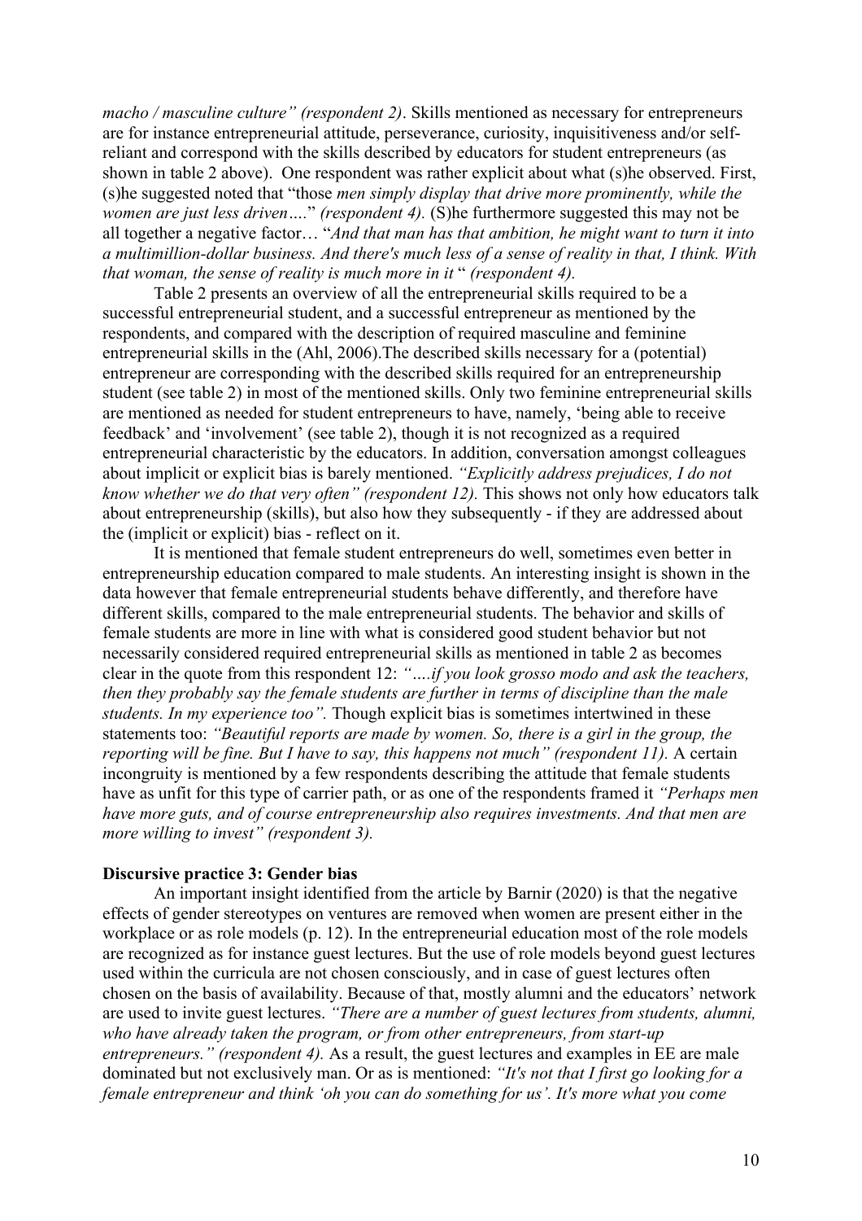*macho / masculine culture" (respondent 2)*. Skills mentioned as necessary for entrepreneurs are for instance entrepreneurial attitude, perseverance, curiosity, inquisitiveness and/or self-reliant and correspond with the skills described by educators for student entrepreneurs (as shown in table 2 above). One respondent was rather explicit about what (s)he observed. First, (s)he suggested noted that "those *men simply display that drive more prominently, while the women are just less driven….*" *(respondent 4).* (S)he furthermore suggested this may not be all together a negative factor… "*And that man has that ambition, he might want to turn it into a multimillion-dollar business. And there's much less of a sense of reality in that, I think. With that woman, the sense of reality is much more in it* " *(respondent 4).*

Table 2 presents an overview of all the entrepreneurial skills required to be a successful entrepreneurial student, and a successful entrepreneur as mentioned by the respondents, and compared with the description of required masculine and feminine entrepreneurial skills in the (Ahl, 2006).The described skills necessary for a (potential) entrepreneur are corresponding with the described skills required for an entrepreneurship student (see table 2) in most of the mentioned skills. Only two feminine entrepreneurial skills are mentioned as needed for student entrepreneurs to have, namely, 'being able to receive feedback' and 'involvement' (see table 2), though it is not recognized as a required entrepreneurial characteristic by the educators. In addition, conversation amongst colleagues about implicit or explicit bias is barely mentioned. *"Explicitly address prejudices, I do not know whether we do that very often" (respondent 12).* This shows not only how educators talk about entrepreneurship (skills), but also how they subsequently - if they are addressed about the (implicit or explicit) bias - reflect on it.

It is mentioned that female student entrepreneurs do well, sometimes even better in entrepreneurship education compared to male students. An interesting insight is shown in the data however that female entrepreneurial students behave differently, and therefore have different skills, compared to the male entrepreneurial students. The behavior and skills of female students are more in line with what is considered good student behavior but not necessarily considered required entrepreneurial skills as mentioned in table 2 as becomes clear in the quote from this respondent 12: *"….if you look grosso modo and ask the teachers, then they probably say the female students are further in terms of discipline than the male students. In my experience too".* Though explicit bias is sometimes intertwined in these statements too: *"Beautiful reports are made by women. So, there is a girl in the group, the reporting will be fine. But I have to say, this happens not much" (respondent 11).* A certain incongruity is mentioned by a few respondents describing the attitude that female students have as unfit for this type of carrier path, or as one of the respondents framed it *"Perhaps men have more guts, and of course entrepreneurship also requires investments. And that men are more willing to invest" (respondent 3).*

**Discursive practice 3: Gender bias**

An important insight identified from the article by Barnir (2020) is that the negative effects of gender stereotypes on ventures are removed when women are present either in the workplace or as role models (p. 12). In the entrepreneurial education most of the role models are recognized as for instance guest lectures. But the use of role models beyond guest lectures used within the curricula are not chosen consciously, and in case of guest lectures often chosen on the basis of availability. Because of that, mostly alumni and the educators' network are used to invite guest lectures. *"There are a number of guest lectures from students, alumni, who have already taken the program, or from other entrepreneurs, from start-up entrepreneurs." (respondent 4).* As a result, the guest lectures and examples in EE are male dominated but not exclusively man. Or as is mentioned: *"It's not that I first go looking for a female entrepreneur and think 'oh you can do something for us'. It's more what you come*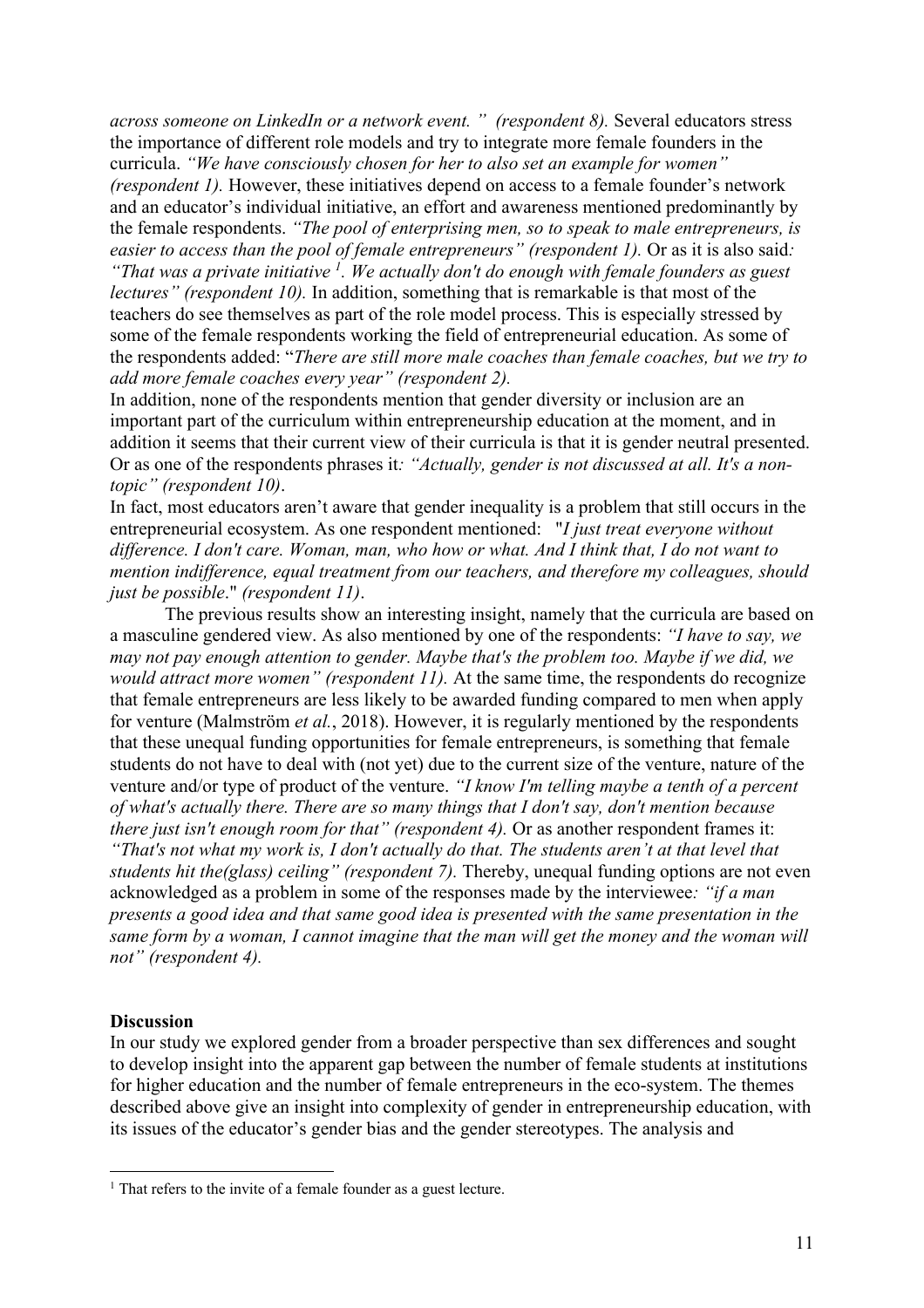*across someone on LinkedIn or a network event. " (respondent 8).* Several educators stress the importance of different role models and try to integrate more female founders in the curricula. *"We have consciously chosen for her to also set an example for women" (respondent 1).* However, these initiatives depend on access to a female founder's network and an educator's individual initiative, an effort and awareness mentioned predominantly by the female respondents. *"The pool of enterprising men, so to speak to male entrepreneurs, is easier to access than the pool of female entrepreneurs" (respondent 1).* Or as it is also said*: "That was a private initiative* [1]*. We actually don't do enough with female founders as guest lectures" (respondent 10).* In addition, something that is remarkable is that most of the teachers do see themselves as part of the role model process. This is especially stressed by some of the female respondents working the field of entrepreneurial education. As some of the respondents added: "*There are still more male coaches than female coaches, but we try to add more female coaches every year" (respondent 2).*

In addition, none of the respondents mention that gender diversity or inclusion are an important part of the curriculum within entrepreneurship education at the moment, and in addition it seems that their current view of their curricula is that it is gender neutral presented. Or as one of the respondents phrases it*: "Actually, gender is not discussed at all. It's a non-topic" (respondent 10)*.

In fact, most educators aren't aware that gender inequality is a problem that still occurs in the entrepreneurial ecosystem. As one respondent mentioned: "*I just treat everyone without difference. I don't care. Woman, man, who how or what. And I think that, I do not want to mention indifference, equal treatment from our teachers, and therefore my colleagues, should just be possible*." *(respondent 11)*.

The previous results show an interesting insight, namely that the curricula are based on a masculine gendered view. As also mentioned by one of the respondents: *"I have to say, we may not pay enough attention to gender. Maybe that's the problem too. Maybe if we did, we would attract more women" (respondent 11).* At the same time, the respondents do recognize that female entrepreneurs are less likely to be awarded funding compared to men when apply for venture (Malmström *et al.*, 2018). However, it is regularly mentioned by the respondents that these unequal funding opportunities for female entrepreneurs, is something that female students do not have to deal with (not yet) due to the current size of the venture, nature of the venture and/or type of product of the venture. *"I know I'm telling maybe a tenth of a percent of what's actually there. There are so many things that I don't say, don't mention because there just isn't enough room for that" (respondent 4).* Or as another respondent frames it: *"That's not what my work is, I don't actually do that. The students aren't at that level that students hit the(glass) ceiling" (respondent 7).* Thereby, unequal funding options are not even acknowledged as a problem in some of the responses made by the interviewee*: "if a man presents a good idea and that same good idea is presented with the same presentation in the same form by a woman, I cannot imagine that the man will get the money and the woman will not" (respondent 4).*

**Discussion**

In our study we explored gender from a broader perspective than sex differences and sought to develop insight into the apparent gap between the number of female students at institutions for higher education and the number of female entrepreneurs in the eco-system. The themes described above give an insight into complexity of gender in entrepreneurship education, with its issues of the educator's gender bias and the gender stereotypes. The analysis and

[1] That refers to the invite of a female founder as a guest lecture.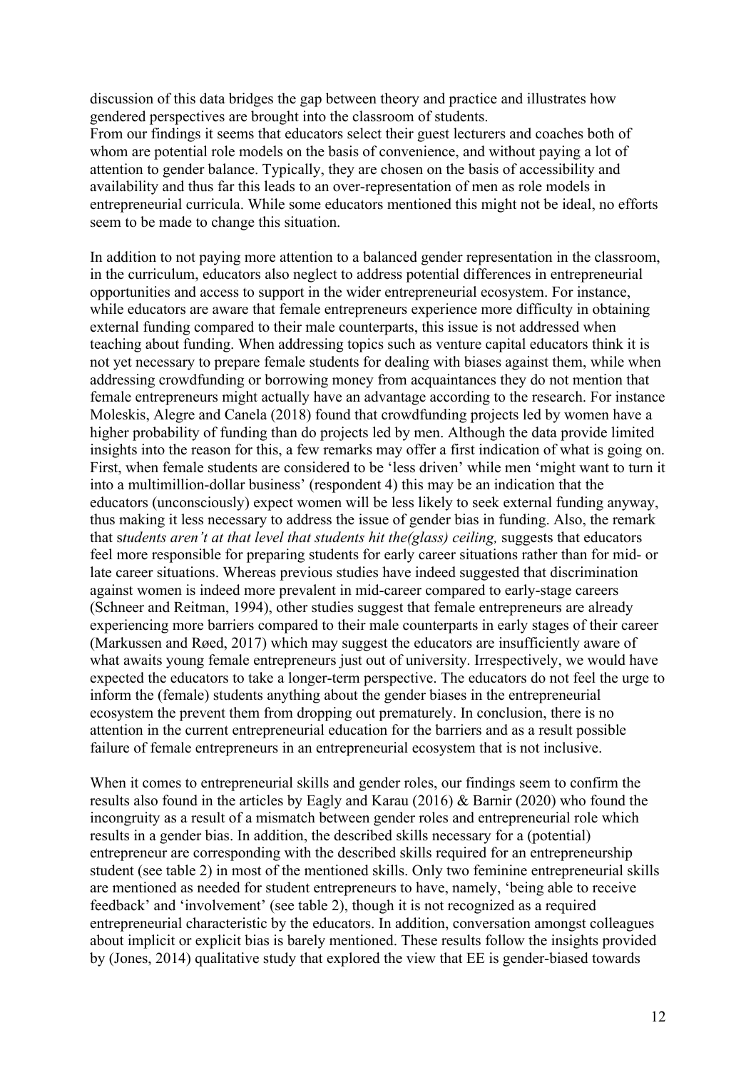discussion of this data bridges the gap between theory and practice and illustrates how gendered perspectives are brought into the classroom of students.
From our findings it seems that educators select their guest lecturers and coaches both of whom are potential role models on the basis of convenience, and without paying a lot of attention to gender balance. Typically, they are chosen on the basis of accessibility and availability and thus far this leads to an over-representation of men as role models in entrepreneurial curricula. While some educators mentioned this might not be ideal, no efforts seem to be made to change this situation.

In addition to not paying more attention to a balanced gender representation in the classroom, in the curriculum, educators also neglect to address potential differences in entrepreneurial opportunities and access to support in the wider entrepreneurial ecosystem. For instance, while educators are aware that female entrepreneurs experience more difficulty in obtaining external funding compared to their male counterparts, this issue is not addressed when teaching about funding. When addressing topics such as venture capital educators think it is not yet necessary to prepare female students for dealing with biases against them, while when addressing crowdfunding or borrowing money from acquaintances they do not mention that female entrepreneurs might actually have an advantage according to the research. For instance Moleskis, Alegre and Canela (2018) found that crowdfunding projects led by women have a higher probability of funding than do projects led by men. Although the data provide limited insights into the reason for this, a few remarks may offer a first indication of what is going on. First, when female students are considered to be 'less driven' while men 'might want to turn it into a multimillion-dollar business' (respondent 4) this may be an indication that the educators (unconsciously) expect women will be less likely to seek external funding anyway, thus making it less necessary to address the issue of gender bias in funding. Also, the remark that s*tudents aren't at that level that students hit the(glass) ceiling,* suggests that educators feel more responsible for preparing students for early career situations rather than for mid- or late career situations. Whereas previous studies have indeed suggested that discrimination against women is indeed more prevalent in mid-career compared to early-stage careers (Schneer and Reitman, 1994), other studies suggest that female entrepreneurs are already experiencing more barriers compared to their male counterparts in early stages of their career (Markussen and Røed, 2017) which may suggest the educators are insufficiently aware of what awaits young female entrepreneurs just out of university. Irrespectively, we would have expected the educators to take a longer-term perspective. The educators do not feel the urge to inform the (female) students anything about the gender biases in the entrepreneurial ecosystem the prevent them from dropping out prematurely. In conclusion, there is no attention in the current entrepreneurial education for the barriers and as a result possible failure of female entrepreneurs in an entrepreneurial ecosystem that is not inclusive.

When it comes to entrepreneurial skills and gender roles, our findings seem to confirm the results also found in the articles by Eagly and Karau (2016) & Barnir (2020) who found the incongruity as a result of a mismatch between gender roles and entrepreneurial role which results in a gender bias. In addition, the described skills necessary for a (potential) entrepreneur are corresponding with the described skills required for an entrepreneurship student (see table 2) in most of the mentioned skills. Only two feminine entrepreneurial skills are mentioned as needed for student entrepreneurs to have, namely, 'being able to receive feedback' and 'involvement' (see table 2), though it is not recognized as a required entrepreneurial characteristic by the educators. In addition, conversation amongst colleagues about implicit or explicit bias is barely mentioned. These results follow the insights provided by (Jones, 2014) qualitative study that explored the view that EE is gender-biased towards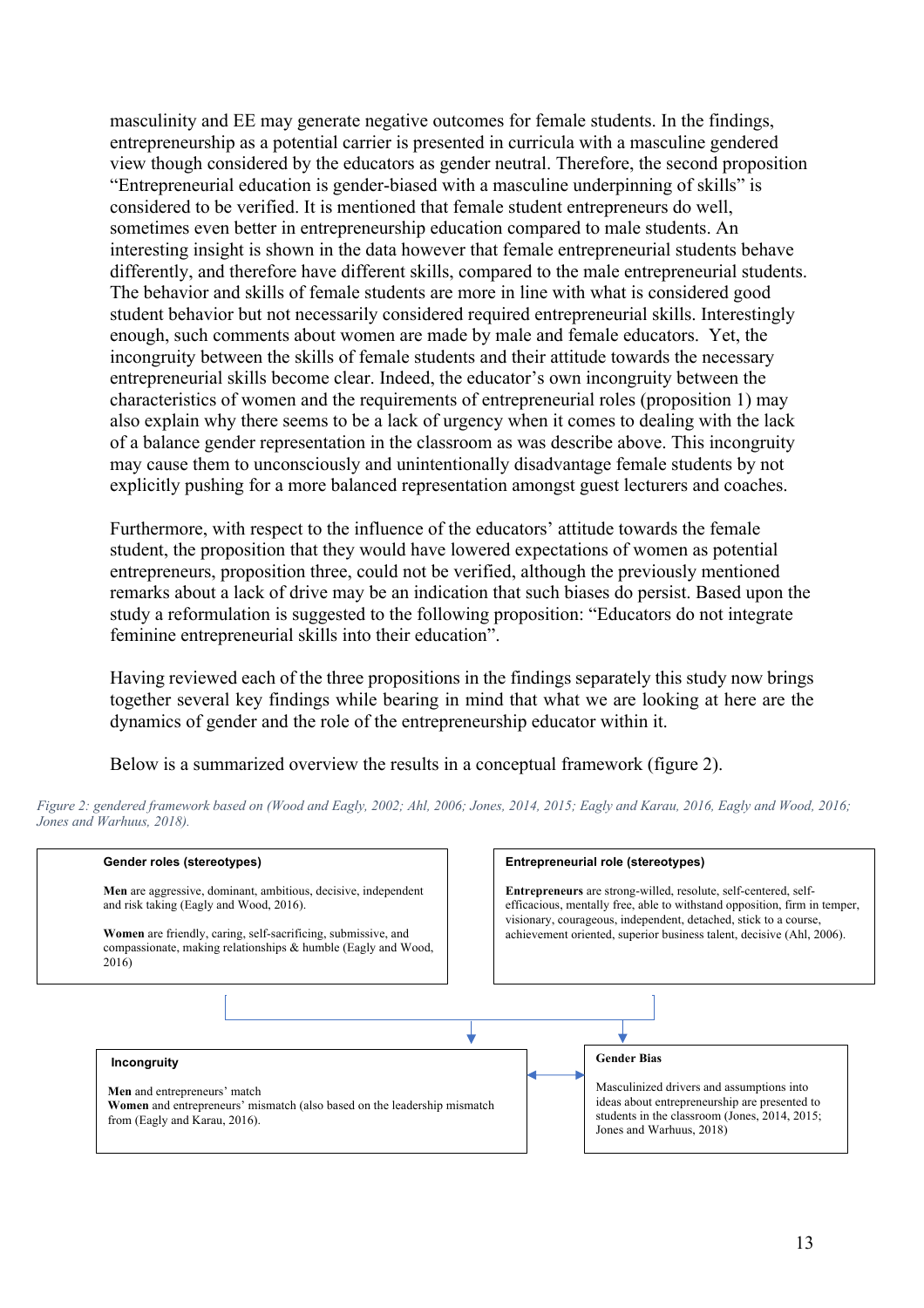masculinity and EE may generate negative outcomes for female students. In the findings, entrepreneurship as a potential carrier is presented in curricula with a masculine gendered view though considered by the educators as gender neutral. Therefore, the second proposition "Entrepreneurial education is gender-biased with a masculine underpinning of skills" is considered to be verified. It is mentioned that female student entrepreneurs do well, sometimes even better in entrepreneurship education compared to male students. An interesting insight is shown in the data however that female entrepreneurial students behave differently, and therefore have different skills, compared to the male entrepreneurial students. The behavior and skills of female students are more in line with what is considered good student behavior but not necessarily considered required entrepreneurial skills. Interestingly enough, such comments about women are made by male and female educators. Yet, the incongruity between the skills of female students and their attitude towards the necessary entrepreneurial skills become clear. Indeed, the educator's own incongruity between the characteristics of women and the requirements of entrepreneurial roles (proposition 1) may also explain why there seems to be a lack of urgency when it comes to dealing with the lack of a balance gender representation in the classroom as was describe above. This incongruity may cause them to unconsciously and unintentionally disadvantage female students by not explicitly pushing for a more balanced representation amongst guest lecturers and coaches.

Furthermore, with respect to the influence of the educators' attitude towards the female student, the proposition that they would have lowered expectations of women as potential entrepreneurs, proposition three, could not be verified, although the previously mentioned remarks about a lack of drive may be an indication that such biases do persist. Based upon the study a reformulation is suggested to the following proposition: "Educators do not integrate feminine entrepreneurial skills into their education".

Having reviewed each of the three propositions in the findings separately this study now brings together several key findings while bearing in mind that what we are looking at here are the dynamics of gender and the role of the entrepreneurship educator within it.

Below is a summarized overview the results in a conceptual framework (figure 2).

*Figure 2: gendered framework based on (Wood and Eagly, 2002; Ahl, 2006; Jones, 2014, 2015; Eagly and Karau, 2016, Eagly and Wood, 2016; Jones and Warhuus, 2018).*

**Gender roles (stereotypes)**

**Men** are aggressive, dominant, ambitious, decisive, independent and risk taking (Eagly and Wood, 2016).

**Women** are friendly, caring, self-sacrificing, submissive, and compassionate, making relationships & humble (Eagly and Wood, 2016)

**Entrepreneurial role (stereotypes)**

**Entrepreneurs** are strong-willed, resolute, self-centered, self-efficacious, mentally free, able to withstand opposition, firm in temper, visionary, courageous, independent, detached, stick to a course, achievement oriented, superior business talent, decisive (Ahl, 2006).

**Incongruity**

**Men** and entrepreneurs' match
**Women** and entrepreneurs' mismatch (also based on the leadership mismatch from (Eagly and Karau, 2016).

**Gender Bias**

Masculinized drivers and assumptions into ideas about entrepreneurship are presented to students in the classroom (Jones, 2014, 2015; Jones and Warhuus, 2018)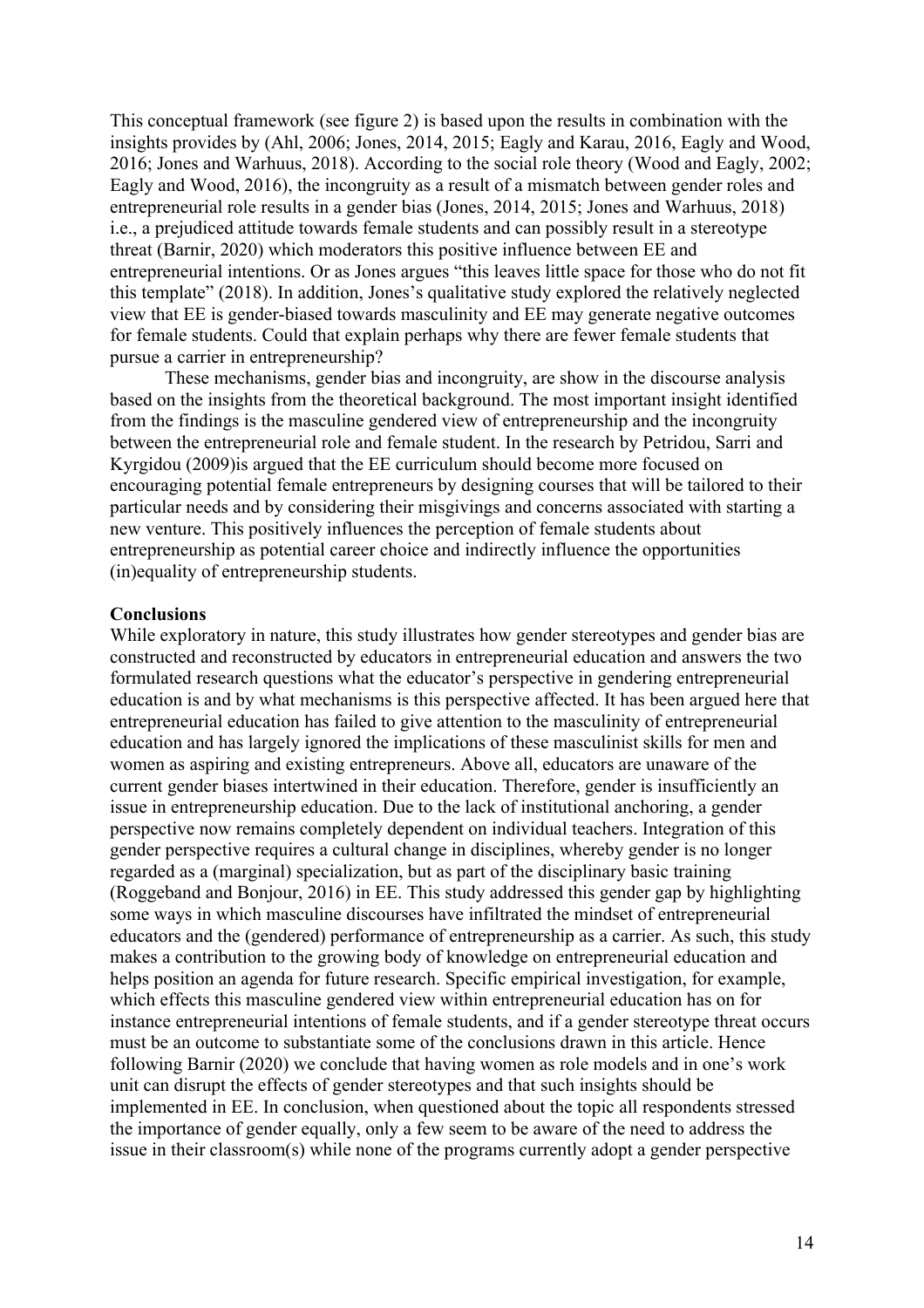This conceptual framework (see figure 2) is based upon the results in combination with the insights provides by (Ahl, 2006; Jones, 2014, 2015; Eagly and Karau, 2016, Eagly and Wood, 2016; Jones and Warhuus, 2018). According to the social role theory (Wood and Eagly, 2002; Eagly and Wood, 2016), the incongruity as a result of a mismatch between gender roles and entrepreneurial role results in a gender bias (Jones, 2014, 2015; Jones and Warhuus, 2018) i.e., a prejudiced attitude towards female students and can possibly result in a stereotype threat (Barnir, 2020) which moderators this positive influence between EE and entrepreneurial intentions. Or as Jones argues "this leaves little space for those who do not fit this template" (2018). In addition, Jones's qualitative study explored the relatively neglected view that EE is gender-biased towards masculinity and EE may generate negative outcomes for female students. Could that explain perhaps why there are fewer female students that pursue a carrier in entrepreneurship?

These mechanisms, gender bias and incongruity, are show in the discourse analysis based on the insights from the theoretical background. The most important insight identified from the findings is the masculine gendered view of entrepreneurship and the incongruity between the entrepreneurial role and female student. In the research by Petridou, Sarri and Kyrgidou (2009)is argued that the EE curriculum should become more focused on encouraging potential female entrepreneurs by designing courses that will be tailored to their particular needs and by considering their misgivings and concerns associated with starting a new venture. This positively influences the perception of female students about entrepreneurship as potential career choice and indirectly influence the opportunities (in)equality of entrepreneurship students.

**Conclusions**

While exploratory in nature, this study illustrates how gender stereotypes and gender bias are constructed and reconstructed by educators in entrepreneurial education and answers the two formulated research questions what the educator's perspective in gendering entrepreneurial education is and by what mechanisms is this perspective affected. It has been argued here that entrepreneurial education has failed to give attention to the masculinity of entrepreneurial education and has largely ignored the implications of these masculinist skills for men and women as aspiring and existing entrepreneurs. Above all, educators are unaware of the current gender biases intertwined in their education. Therefore, gender is insufficiently an issue in entrepreneurship education. Due to the lack of institutional anchoring, a gender perspective now remains completely dependent on individual teachers. Integration of this gender perspective requires a cultural change in disciplines, whereby gender is no longer regarded as a (marginal) specialization, but as part of the disciplinary basic training (Roggeband and Bonjour, 2016) in EE. This study addressed this gender gap by highlighting some ways in which masculine discourses have infiltrated the mindset of entrepreneurial educators and the (gendered) performance of entrepreneurship as a carrier. As such, this study makes a contribution to the growing body of knowledge on entrepreneurial education and helps position an agenda for future research. Specific empirical investigation, for example, which effects this masculine gendered view within entrepreneurial education has on for instance entrepreneurial intentions of female students, and if a gender stereotype threat occurs must be an outcome to substantiate some of the conclusions drawn in this article. Hence following Barnir (2020) we conclude that having women as role models and in one's work unit can disrupt the effects of gender stereotypes and that such insights should be implemented in EE. In conclusion, when questioned about the topic all respondents stressed the importance of gender equally, only a few seem to be aware of the need to address the issue in their classroom(s) while none of the programs currently adopt a gender perspective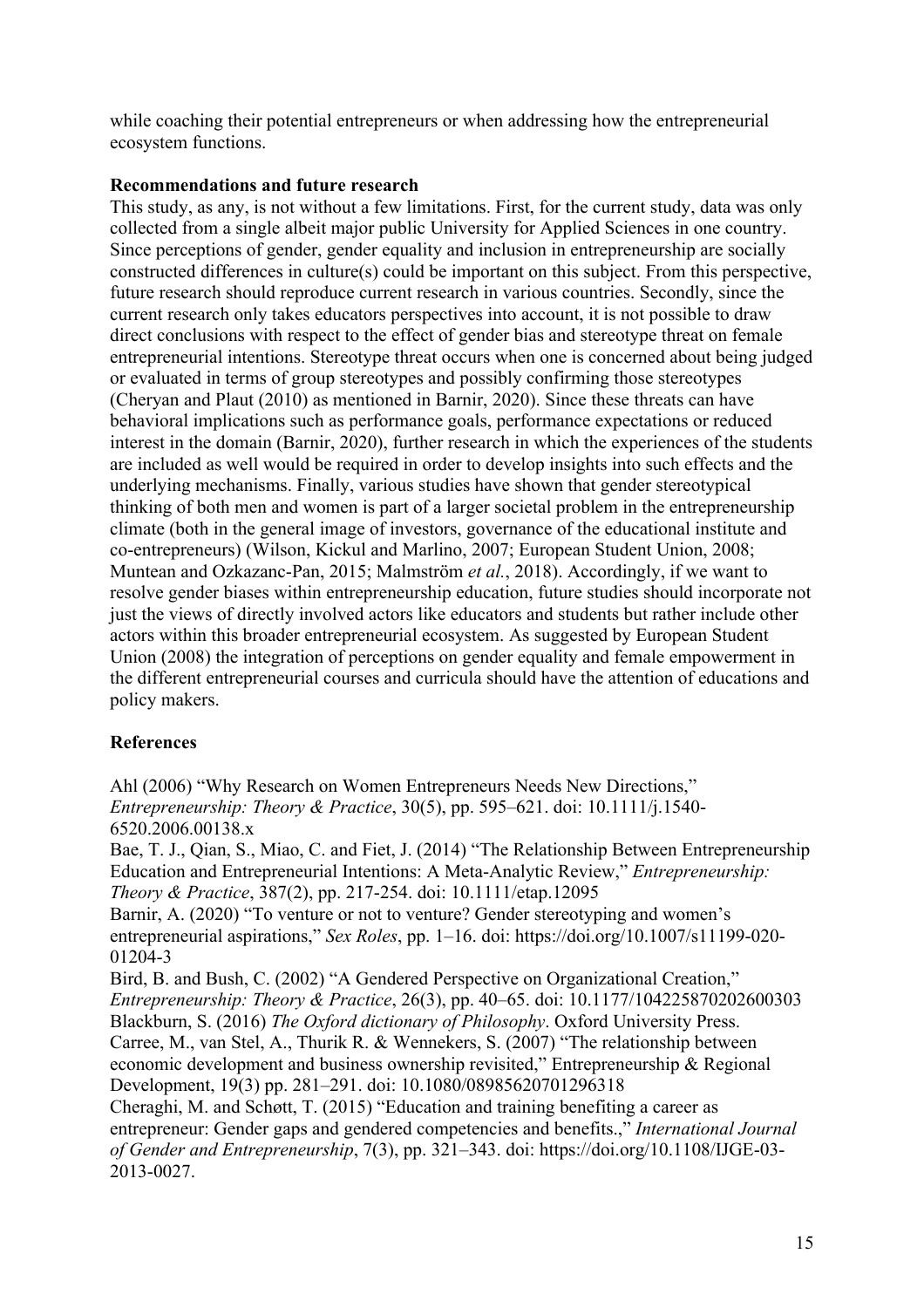while coaching their potential entrepreneurs or when addressing how the entrepreneurial ecosystem functions.

**Recommendations and future research**

This study, as any, is not without a few limitations. First, for the current study, data was only collected from a single albeit major public University for Applied Sciences in one country. Since perceptions of gender, gender equality and inclusion in entrepreneurship are socially constructed differences in culture(s) could be important on this subject. From this perspective, future research should reproduce current research in various countries. Secondly, since the current research only takes educators perspectives into account, it is not possible to draw direct conclusions with respect to the effect of gender bias and stereotype threat on female entrepreneurial intentions. Stereotype threat occurs when one is concerned about being judged or evaluated in terms of group stereotypes and possibly confirming those stereotypes (Cheryan and Plaut (2010) as mentioned in Barnir, 2020). Since these threats can have behavioral implications such as performance goals, performance expectations or reduced interest in the domain (Barnir, 2020), further research in which the experiences of the students are included as well would be required in order to develop insights into such effects and the underlying mechanisms. Finally, various studies have shown that gender stereotypical thinking of both men and women is part of a larger societal problem in the entrepreneurship climate (both in the general image of investors, governance of the educational institute and co-entrepreneurs) (Wilson, Kickul and Marlino, 2007; European Student Union, 2008; Muntean and Ozkazanc-Pan, 2015; Malmström *et al.*, 2018). Accordingly, if we want to resolve gender biases within entrepreneurship education, future studies should incorporate not just the views of directly involved actors like educators and students but rather include other actors within this broader entrepreneurial ecosystem. As suggested by European Student Union (2008) the integration of perceptions on gender equality and female empowerment in the different entrepreneurial courses and curricula should have the attention of educations and policy makers.

**References**

Ahl (2006) "Why Research on Women Entrepreneurs Needs New Directions," *Entrepreneurship: Theory & Practice*, 30(5), pp. 595–621. doi: 10.1111/j.1540-6520.2006.00138.x

Bae, T. J., Qian, S., Miao, C. and Fiet, J. (2014) "The Relationship Between Entrepreneurship Education and Entrepreneurial Intentions: A Meta-Analytic Review," *Entrepreneurship: Theory & Practice*, 387(2), pp. 217-254. doi: 10.1111/etap.12095

Barnir, A. (2020) "To venture or not to venture? Gender stereotyping and women's entrepreneurial aspirations," *Sex Roles*, pp. 1–16. doi: https://doi.org/10.1007/s11199-020-01204-3

Bird, B. and Bush, C. (2002) "A Gendered Perspective on Organizational Creation," *Entrepreneurship: Theory & Practice*, 26(3), pp. 40–65. doi: 10.1177/104225870202600303

Blackburn, S. (2016) *The Oxford dictionary of Philosophy*. Oxford University Press.

Carree, M., van Stel, A., Thurik R. & Wennekers, S. (2007) "The relationship between economic development and business ownership revisited," Entrepreneurship & Regional Development, 19(3) pp. 281–291. doi: 10.1080/08985620701296318

Cheraghi, M. and Schøtt, T. (2015) "Education and training benefiting a career as entrepreneur: Gender gaps and gendered competencies and benefits.," *International Journal of Gender and Entrepreneurship*, 7(3), pp. 321–343. doi: https://doi.org/10.1108/IJGE-03-2013-0027.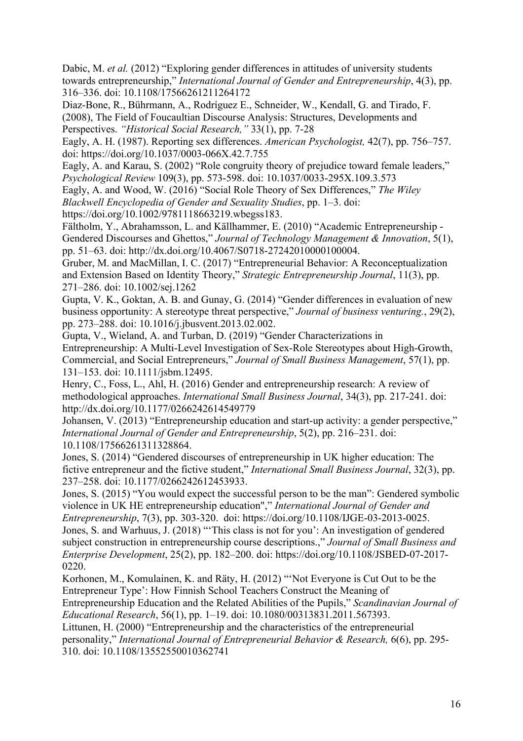Dabic, M. *et al.* (2012) “Exploring gender differences in attitudes of university students towards entrepreneurship,” *International Journal of Gender and Entrepreneurship*, 4(3), pp. 316–336. doi: 10.1108/17566261211264172

Diaz-Bone, R., Bührmann, A., Rodríguez E., Schneider, W., Kendall, G. and Tirado, F. (2008), The Field of Foucaultian Discourse Analysis: Structures, Developments and Perspectives. *“Historical Social Research,”* 33(1), pp. 7-28

Eagly, A. H. (1987). Reporting sex differences. *American Psychologist,* 42(7), pp. 756–757. doi: https://doi.org/10.1037/0003-066X.42.7.755

Eagly, A. and Karau, S. (2002) “Role congruity theory of prejudice toward female leaders,” *Psychological Review* 109(3), pp. 573-598. doi: 10.1037/0033-295X.109.3.573

Eagly, A. and Wood, W. (2016) “Social Role Theory of Sex Differences,” *The Wiley Blackwell Encyclopedia of Gender and Sexuality Studies*, pp. 1–3. doi: https://doi.org/10.1002/9781118663219.wbegss183.

Fältholm, Y., Abrahamsson, L. and Källhammer, E. (2010) “Academic Entrepreneurship - Gendered Discourses and Ghettos,” *Journal of Technology Management & Innovation*, 5(1), pp. 51–63. doi: http://dx.doi.org/10.4067/S0718-27242010000100004.

Gruber, M. and MacMillan, I. C. (2017) “Entrepreneurial Behavior: A Reconceptualization and Extension Based on Identity Theory,” *Strategic Entrepreneurship Journal*, 11(3), pp. 271–286. doi: 10.1002/sej.1262

Gupta, V. K., Goktan, A. B. and Gunay, G. (2014) “Gender differences in evaluation of new business opportunity: A stereotype threat perspective,” *Journal of business venturing.*, 29(2), pp. 273–288. doi: 10.1016/j.jbusvent.2013.02.002.

Gupta, V., Wieland, A. and Turban, D. (2019) “Gender Characterizations in Entrepreneurship: A Multi-Level Investigation of Sex-Role Stereotypes about High-Growth, Commercial, and Social Entrepreneurs,” *Journal of Small Business Management*, 57(1), pp. 131–153. doi: 10.1111/jsbm.12495.

Henry, C., Foss, L., Ahl, H. (2016) Gender and entrepreneurship research: A review of methodological approaches. *International Small Business Journal*, 34(3), pp. 217-241. doi: http://dx.doi.org/10.1177/0266242614549779

Johansen, V. (2013) “Entrepreneurship education and start-up activity: a gender perspective,” *International Journal of Gender and Entrepreneurship*, 5(2), pp. 216–231. doi: 10.1108/17566261311328864.

Jones, S. (2014) “Gendered discourses of entrepreneurship in UK higher education: The fictive entrepreneur and the fictive student,” *International Small Business Journal*, 32(3), pp. 237–258. doi: 10.1177/0266242612453933.

Jones, S. (2015) “You would expect the successful person to be the man”: Gendered symbolic violence in UK HE entrepreneurship education",” *International Journal of Gender and Entrepreneurship*, 7(3), pp. 303-320. doi: https://doi.org/10.1108/IJGE-03-2013-0025.

Jones, S. and Warhuus, J. (2018) “‘This class is not for you’: An investigation of gendered subject construction in entrepreneurship course descriptions.,” *Journal of Small Business and Enterprise Development*, 25(2), pp. 182–200. doi: https://doi.org/10.1108/JSBED-07-2017-0220.

Korhonen, M., Komulainen, K. and Räty, H. (2012) “‘Not Everyone is Cut Out to be the Entrepreneur Type’: How Finnish School Teachers Construct the Meaning of Entrepreneurship Education and the Related Abilities of the Pupils,” *Scandinavian Journal of Educational Research*, 56(1), pp. 1–19. doi: 10.1080/00313831.2011.567393.

Littunen, H. (2000) “Entrepreneurship and the characteristics of the entrepreneurial personality,” *International Journal of Entrepreneurial Behavior & Research,* 6(6), pp. 295-310. doi: 10.1108/13552550010362741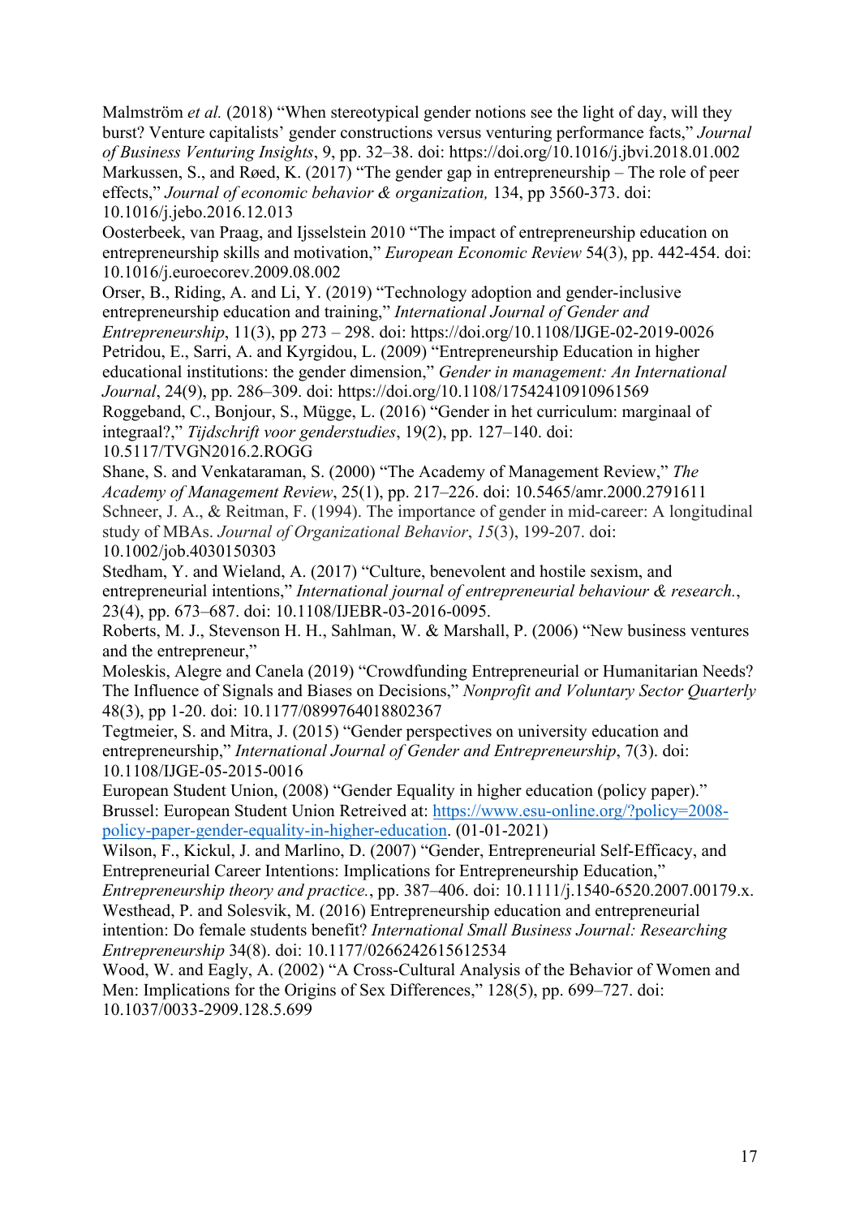Malmström *et al.* (2018) "When stereotypical gender notions see the light of day, will they burst? Venture capitalists' gender constructions versus venturing performance facts," *Journal of Business Venturing Insights*, 9, pp. 32–38. doi: https://doi.org/10.1016/j.jbvi.2018.01.002

Markussen, S., and Røed, K. (2017) "The gender gap in entrepreneurship – The role of peer effects," *Journal of economic behavior & organization,* 134, pp 3560-373. doi: 10.1016/j.jebo.2016.12.013

Oosterbeek, van Praag, and Ijsselstein 2010 "The impact of entrepreneurship education on entrepreneurship skills and motivation," *European Economic Review* 54(3), pp. 442-454. doi: 10.1016/j.euroecorev.2009.08.002

Orser, B., Riding, A. and Li, Y. (2019) "Technology adoption and gender-inclusive entrepreneurship education and training," *International Journal of Gender and Entrepreneurship*, 11(3), pp 273 – 298. doi: https://doi.org/10.1108/IJGE-02-2019-0026

Petridou, E., Sarri, A. and Kyrgidou, L. (2009) "Entrepreneurship Education in higher educational institutions: the gender dimension," *Gender in management: An International Journal*, 24(9), pp. 286–309. doi: https://doi.org/10.1108/17542410910961569

Roggeband, C., Bonjour, S., Mügge, L. (2016) "Gender in het curriculum: marginaal of integraal?," *Tijdschrift voor genderstudies*, 19(2), pp. 127–140. doi: 10.5117/TVGN2016.2.ROGG

Shane, S. and Venkataraman, S. (2000) "The Academy of Management Review," *The Academy of Management Review*, 25(1), pp. 217–226. doi: 10.5465/amr.2000.2791611

Schneer, J. A., & Reitman, F. (1994). The importance of gender in mid-career: A longitudinal study of MBAs. *Journal of Organizational Behavior*, *15*(3), 199-207. doi: 10.1002/job.4030150303

Stedham, Y. and Wieland, A. (2017) "Culture, benevolent and hostile sexism, and entrepreneurial intentions," *International journal of entrepreneurial behaviour & research.*, 23(4), pp. 673–687. doi: 10.1108/IJEBR-03-2016-0095.

Roberts, M. J., Stevenson H. H., Sahlman, W. & Marshall, P. (2006) "New business ventures and the entrepreneur,"

Moleskis, Alegre and Canela (2019) "Crowdfunding Entrepreneurial or Humanitarian Needs? The Influence of Signals and Biases on Decisions," *Nonprofit and Voluntary Sector Quarterly* 48(3), pp 1-20. doi: 10.1177/0899764018802367

Tegtmeier, S. and Mitra, J. (2015) "Gender perspectives on university education and entrepreneurship," *International Journal of Gender and Entrepreneurship*, 7(3). doi: 10.1108/IJGE-05-2015-0016

European Student Union, (2008) "Gender Equality in higher education (policy paper)." Brussel: European Student Union Retreived at: [https://www.esu-online.org/?policy=2008-policy-paper-gender-equality-in-higher-education](https://www.esu-online.org/?policy=2008-policy-paper-gender-equality-in-higher-education). (01-01-2021)

Wilson, F., Kickul, J. and Marlino, D. (2007) "Gender, Entrepreneurial Self-Efficacy, and Entrepreneurial Career Intentions: Implications for Entrepreneurship Education," *Entrepreneurship theory and practice.*, pp. 387–406. doi: 10.1111/j.1540-6520.2007.00179.x.

Westhead, P. and Solesvik, M. (2016) Entrepreneurship education and entrepreneurial intention: Do female students benefit? *International Small Business Journal: Researching Entrepreneurship* 34(8). doi: 10.1177/0266242615612534

Wood, W. and Eagly, A. (2002) "A Cross-Cultural Analysis of the Behavior of Women and Men: Implications for the Origins of Sex Differences," 128(5), pp. 699–727. doi: 10.1037/0033-2909.128.5.699